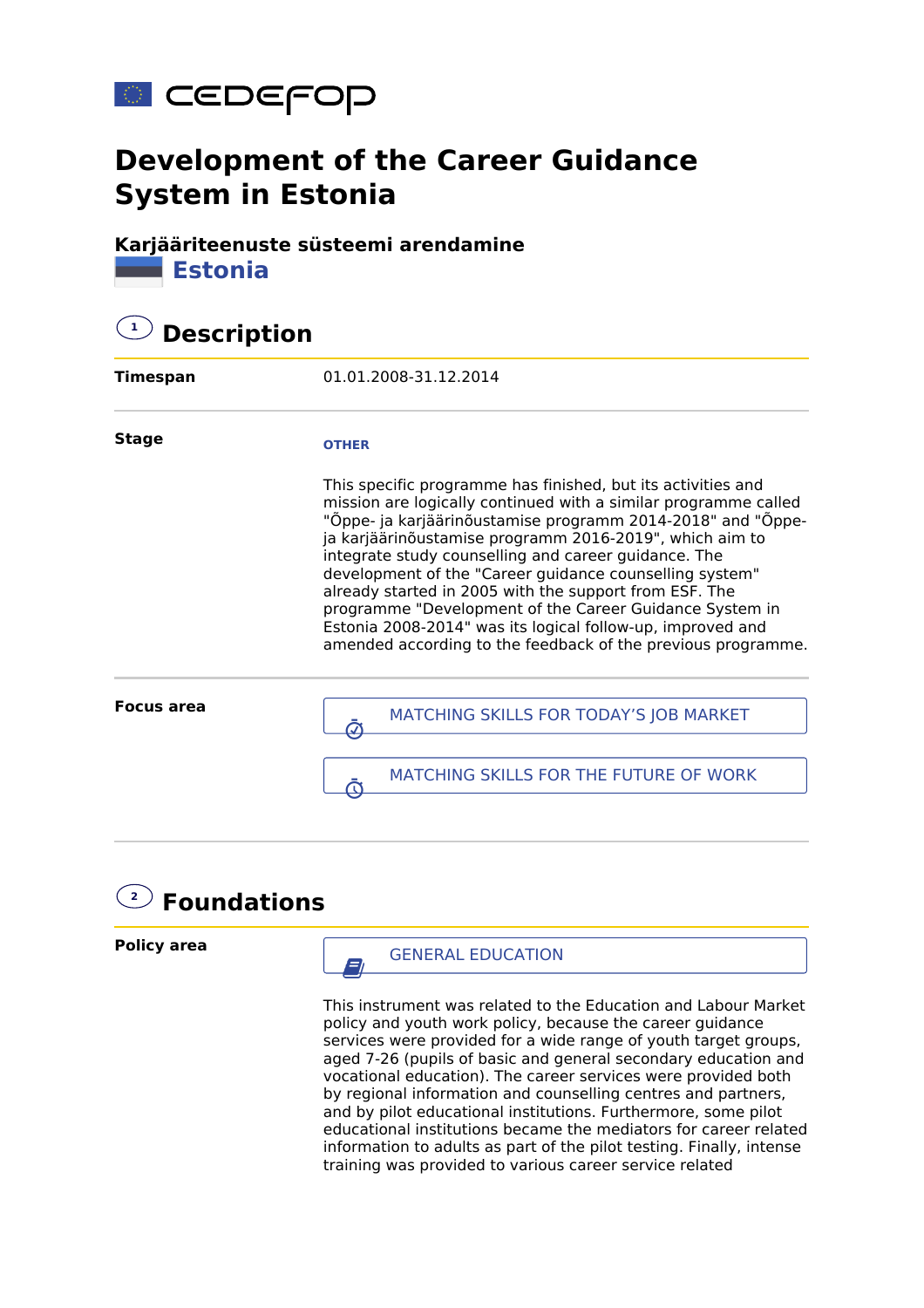cedefop

# Development of the Career Guidance System in Estonia

**Karjääriteenuste süsteemi arendamine**

**Estonia**

## 1 Description

**Timespan**

01.01.2008-31.12.2014

**Stage**

OTHER

This specific programme has finished, but its activities and mission are logically continued with a similar programme called "Õppe- ja karjäärinõustamise programm 2014-2018" and "Õppe-ja karjäärinõustamise programm 2016-2019", which aim to integrate study counselling and career guidance. The development of the "Career guidance counselling system" already started in 2005 with the support from ESF. The programme "Development of the Career Guidance System in Estonia 2008-2014" was its logical follow-up, improved and amended according to the feedback of the previous programme.

**Focus area**

MATCHING SKILLS FOR TODAY'S JOB MARKET

MATCHING SKILLS FOR THE FUTURE OF WORK

## 2 Foundations

**Policy area**

GENERAL EDUCATION

This instrument was related to the Education and Labour Market policy and youth work policy, because the career guidance services were provided for a wide range of youth target groups, aged 7-26 (pupils of basic and general secondary education and vocational education). The career services were provided both by regional information and counselling centres and partners, and by pilot educational institutions. Furthermore, some pilot educational institutions became the mediators for career related information to adults as part of the pilot testing. Finally, intense training was provided to various career service related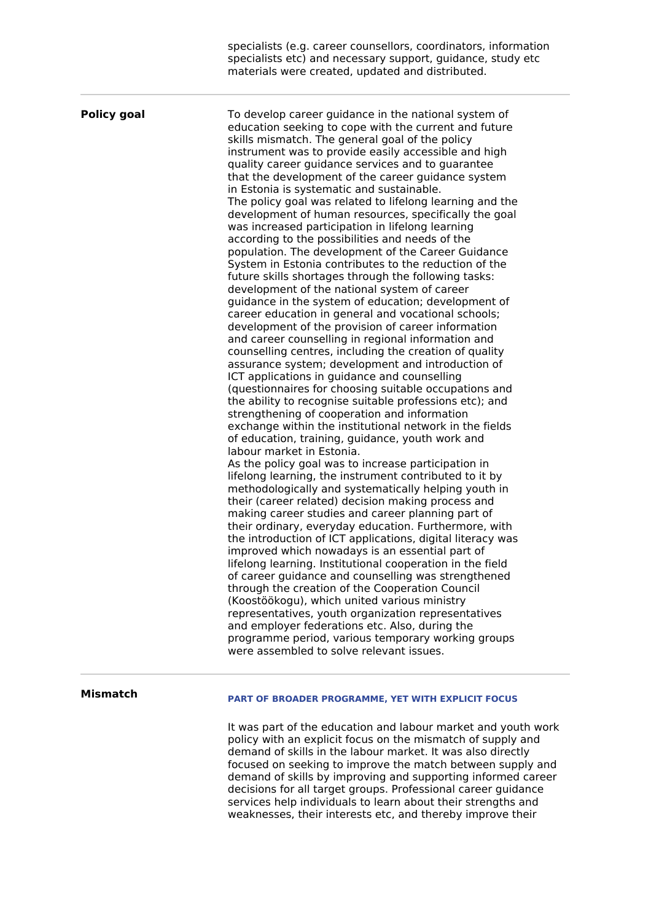specialists (e.g. career counsellors, coordinators, information specialists etc) and necessary support, guidance, study etc materials were created, updated and distributed.

---

**Policy goal**

To develop career guidance in the national system of education seeking to cope with the current and future skills mismatch. The general goal of the policy instrument was to provide easily accessible and high quality career guidance services and to guarantee that the development of the career guidance system in Estonia is systematic and sustainable.
The policy goal was related to lifelong learning and the development of human resources, specifically the goal was increased participation in lifelong learning according to the possibilities and needs of the population. The development of the Career Guidance System in Estonia contributes to the reduction of the future skills shortages through the following tasks: development of the national system of career guidance in the system of education; development of career education in general and vocational schools; development of the provision of career information and career counselling in regional information and counselling centres, including the creation of quality assurance system; development and introduction of ICT applications in guidance and counselling (questionnaires for choosing suitable occupations and the ability to recognise suitable professions etc); and strengthening of cooperation and information exchange within the institutional network in the fields of education, training, guidance, youth work and labour market in Estonia.
As the policy goal was to increase participation in lifelong learning, the instrument contributed to it by methodologically and systematically helping youth in their (career related) decision making process and making career studies and career planning part of their ordinary, everyday education. Furthermore, with the introduction of ICT applications, digital literacy was improved which nowadays is an essential part of lifelong learning. Institutional cooperation in the field of career guidance and counselling was strengthened through the creation of the Cooperation Council (Koostöökogu), which united various ministry representatives, youth organization representatives and employer federations etc. Also, during the programme period, various temporary working groups were assembled to solve relevant issues.

---

**Mismatch**

**PART OF BROADER PROGRAMME, YET WITH EXPLICIT FOCUS**

It was part of the education and labour market and youth work policy with an explicit focus on the mismatch of supply and demand of skills in the labour market. It was also directly focused on seeking to improve the match between supply and demand of skills by improving and supporting informed career decisions for all target groups. Professional career guidance services help individuals to learn about their strengths and weaknesses, their interests etc, and thereby improve their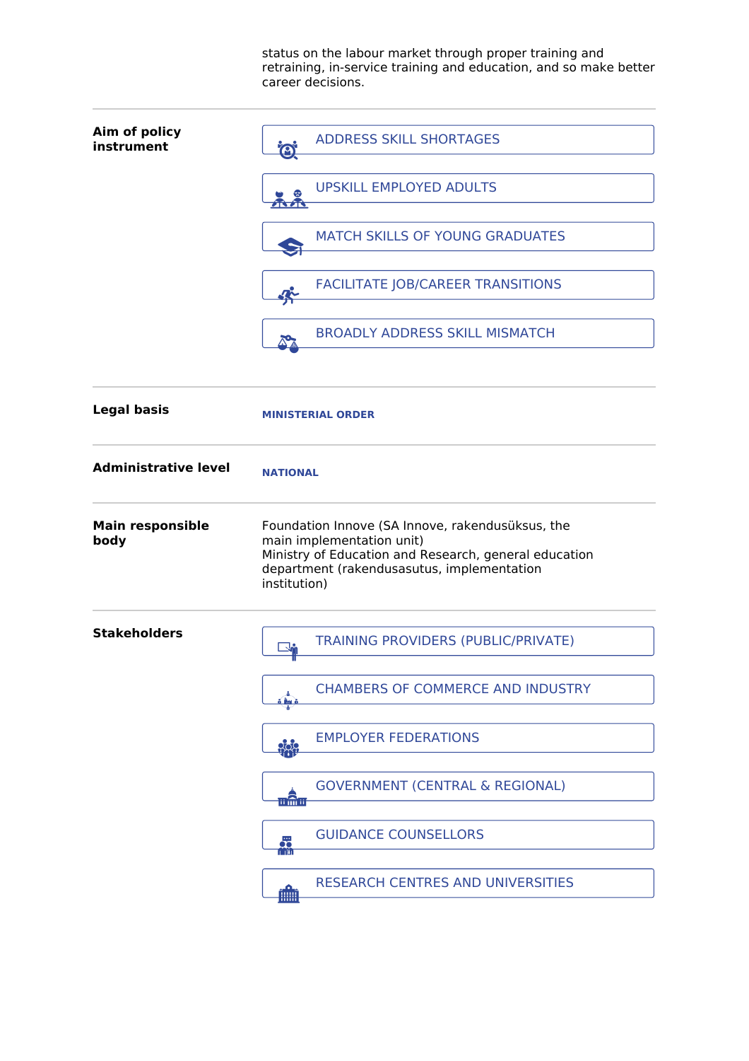status on the labour market through proper training and retraining, in-service training and education, and so make better career decisions.

| | |
|---|---|
| **Aim of policy instrument** | ADDRESS SKILL SHORTAGES<br>UPSKILL EMPLOYED ADULTS<br>MATCH SKILLS OF YOUNG GRADUATES<br>FACILITATE JOB/CAREER TRANSITIONS<br>BROADLY ADDRESS SKILL MISMATCH |
| **Legal basis** | **MINISTERIAL ORDER** |
| **Administrative level** | **NATIONAL** |
| **Main responsible body** | Foundation Innove (SA Innove, rakendusüksus, the main implementation unit)<br>Ministry of Education and Research, general education department (rakendusasutus, implementation institution) |
| **Stakeholders** | TRAINING PROVIDERS (PUBLIC/PRIVATE)<br>CHAMBERS OF COMMERCE AND INDUSTRY<br>EMPLOYER FEDERATIONS<br>GOVERNMENT (CENTRAL & REGIONAL)<br>GUIDANCE COUNSELLORS<br>RESEARCH CENTRES AND UNIVERSITIES |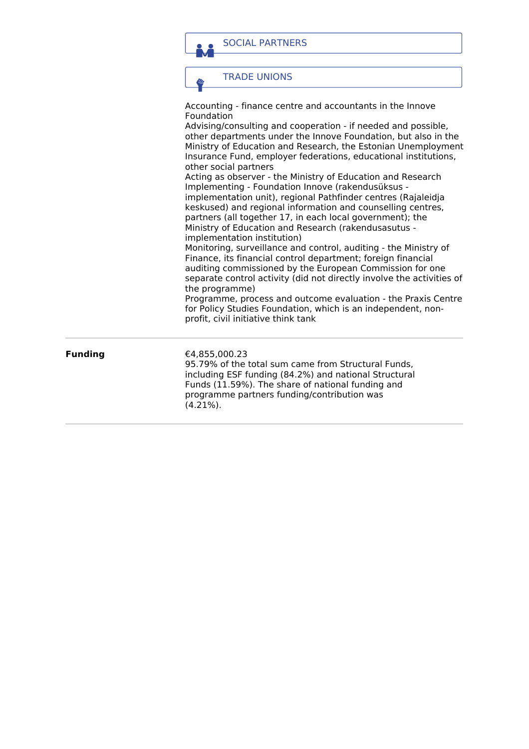SOCIAL PARTNERS

TRADE UNIONS

Accounting - finance centre and accountants in the Innove Foundation
Advising/consulting and cooperation - if needed and possible, other departments under the Innove Foundation, but also in the Ministry of Education and Research, the Estonian Unemployment Insurance Fund, employer federations, educational institutions, other social partners
Acting as observer - the Ministry of Education and Research
Implementing - Foundation Innove (rakendusüksus - implementation unit), regional Pathfinder centres (Rajaleidja keskused) and regional information and counselling centres, partners (all together 17, in each local government); the Ministry of Education and Research (rakendusasutus - implementation institution)
Monitoring, surveillance and control, auditing - the Ministry of Finance, its financial control department; foreign financial auditing commissioned by the European Commission for one separate control activity (did not directly involve the activities of the programme)
Programme, process and outcome evaluation - the Praxis Centre for Policy Studies Foundation, which is an independent, non-profit, civil initiative think tank

| | |
|---|---|
| **Funding** | €4,855,000.23<br>95.79% of the total sum came from Structural Funds, including ESF funding (84.2%) and national Structural Funds (11.59%). The share of national funding and programme partners funding/contribution was (4.21%). |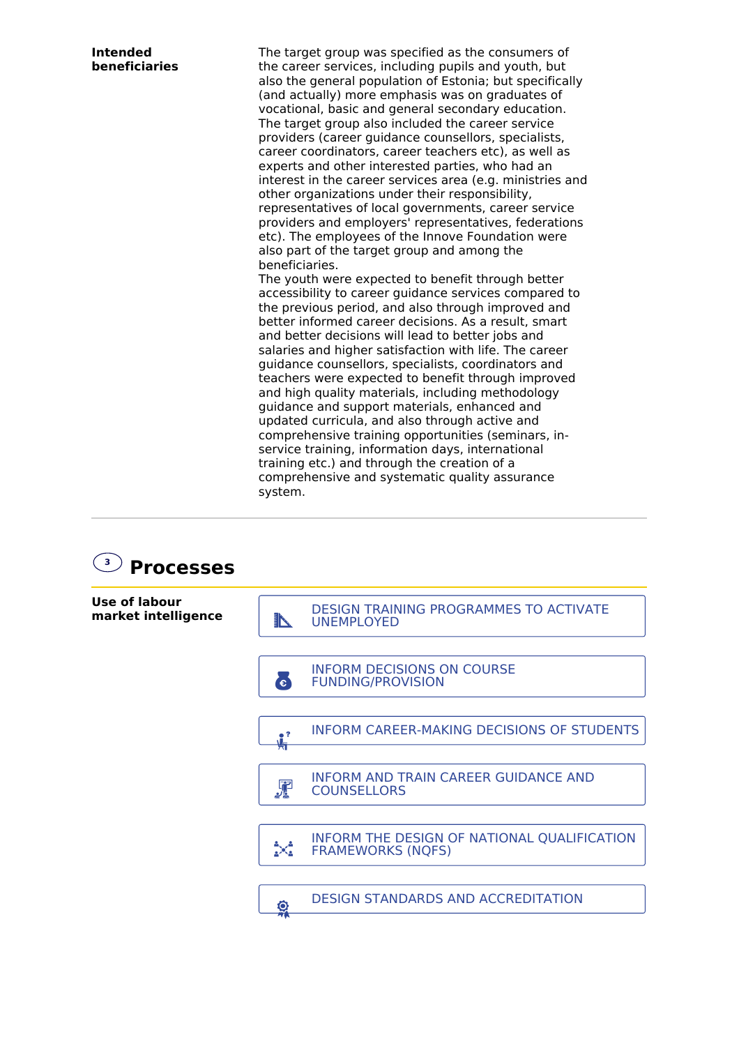**Intended beneficiaries**

The target group was specified as the consumers of the career services, including pupils and youth, but also the general population of Estonia; but specifically (and actually) more emphasis was on graduates of vocational, basic and general secondary education. The target group also included the career service providers (career guidance counsellors, specialists, career coordinators, career teachers etc), as well as experts and other interested parties, who had an interest in the career services area (e.g. ministries and other organizations under their responsibility, representatives of local governments, career service providers and employers' representatives, federations etc). The employees of the Innove Foundation were also part of the target group and among the beneficiaries.
The youth were expected to benefit through better accessibility to career guidance services compared to the previous period, and also through improved and better informed career decisions. As a result, smart and better decisions will lead to better jobs and salaries and higher satisfaction with life. The career guidance counsellors, specialists, coordinators and teachers were expected to benefit through improved and high quality materials, including methodology guidance and support materials, enhanced and updated curricula, and also through active and comprehensive training opportunities (seminars, in-service training, information days, international training etc.) and through the creation of a comprehensive and systematic quality assurance system.

## 3 Processes

**Use of labour market intelligence**

- DESIGN TRAINING PROGRAMMES TO ACTIVATE UNEMPLOYED
- INFORM DECISIONS ON COURSE FUNDING/PROVISION
- INFORM CAREER-MAKING DECISIONS OF STUDENTS
- INFORM AND TRAIN CAREER GUIDANCE AND COUNSELLORS
- INFORM THE DESIGN OF NATIONAL QUALIFICATION FRAMEWORKS (NQFS)
- DESIGN STANDARDS AND ACCREDITATION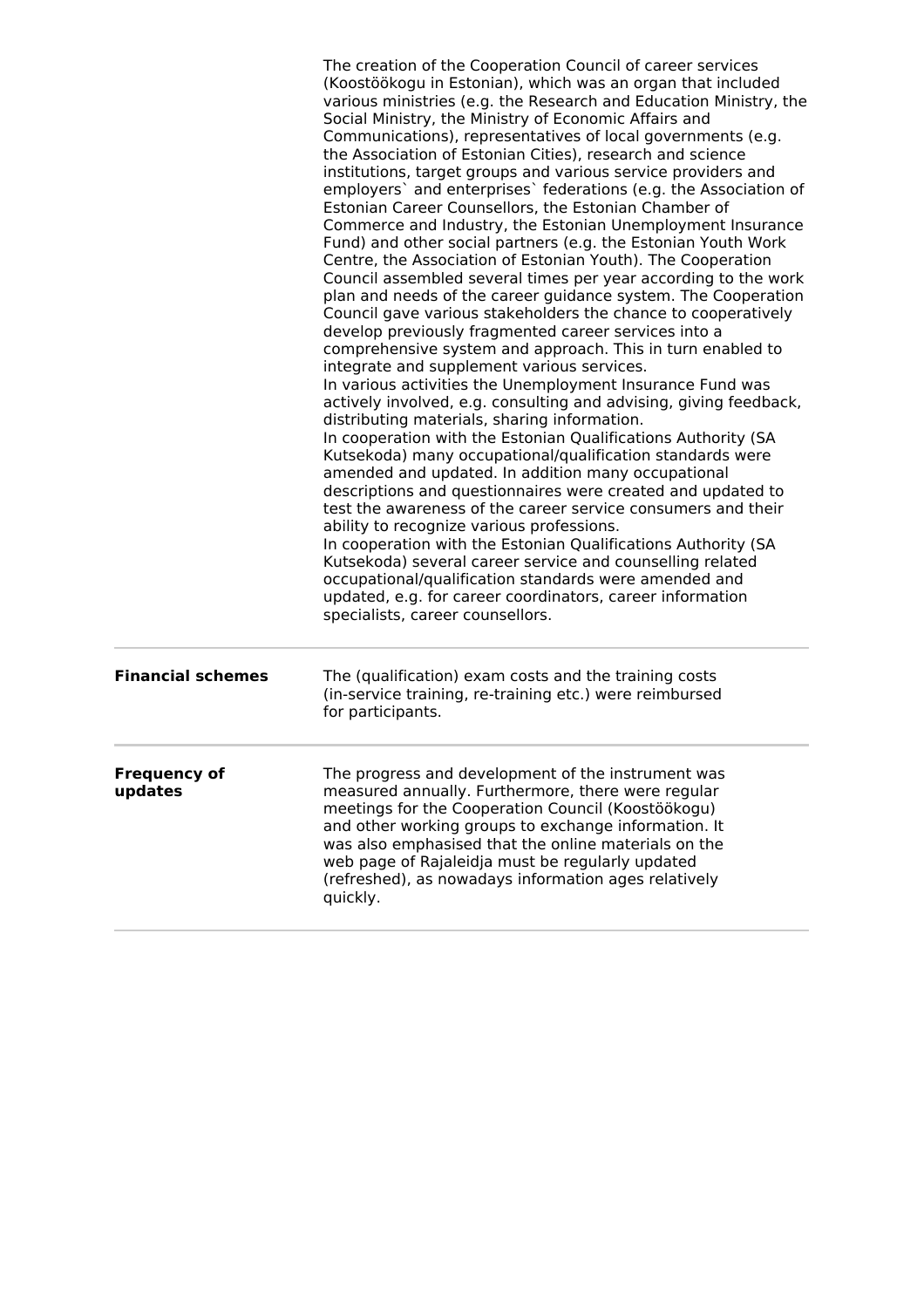| | |
|---|---|
| | The creation of the Cooperation Council of career services (Koostöökogu in Estonian), which was an organ that included various ministries (e.g. the Research and Education Ministry, the Social Ministry, the Ministry of Economic Affairs and Communications), representatives of local governments (e.g. the Association of Estonian Cities), research and science institutions, target groups and various service providers and employers` and enterprises` federations (e.g. the Association of Estonian Career Counsellors, the Estonian Chamber of Commerce and Industry, the Estonian Unemployment Insurance Fund) and other social partners (e.g. the Estonian Youth Work Centre, the Association of Estonian Youth). The Cooperation Council assembled several times per year according to the work plan and needs of the career guidance system. The Cooperation Council gave various stakeholders the chance to cooperatively develop previously fragmented career services into a comprehensive system and approach. This in turn enabled to integrate and supplement various services.<br>In various activities the Unemployment Insurance Fund was actively involved, e.g. consulting and advising, giving feedback, distributing materials, sharing information.<br>In cooperation with the Estonian Qualifications Authority (SA Kutsekoda) many occupational/qualification standards were amended and updated. In addition many occupational descriptions and questionnaires were created and updated to test the awareness of the career service consumers and their ability to recognize various professions.<br>In cooperation with the Estonian Qualifications Authority (SA Kutsekoda) several career service and counselling related occupational/qualification standards were amended and updated, e.g. for career coordinators, career information specialists, career counsellors. |
| **Financial schemes** | The (qualification) exam costs and the training costs (in-service training, re-training etc.) were reimbursed for participants. |
| **Frequency of updates** | The progress and development of the instrument was measured annually. Furthermore, there were regular meetings for the Cooperation Council (Koostöökogu) and other working groups to exchange information. It was also emphasised that the online materials on the web page of Rajaleidja must be regularly updated (refreshed), as nowadays information ages relatively quickly. |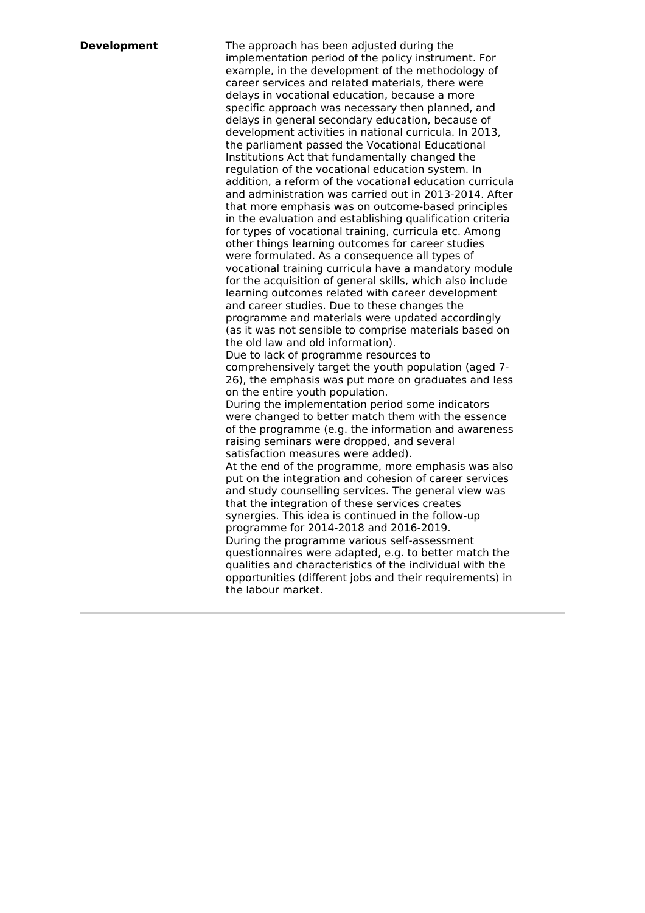| | |
|---|---|
| **Development** | The approach has been adjusted during the implementation period of the policy instrument. For example, in the development of the methodology of career services and related materials, there were delays in vocational education, because a more specific approach was necessary then planned, and delays in general secondary education, because of development activities in national curricula. In 2013, the parliament passed the Vocational Educational Institutions Act that fundamentally changed the regulation of the vocational education system. In addition, a reform of the vocational education curricula and administration was carried out in 2013-2014. After that more emphasis was on outcome-based principles in the evaluation and establishing qualification criteria for types of vocational training, curricula etc. Among other things learning outcomes for career studies were formulated. As a consequence all types of vocational training curricula have a mandatory module for the acquisition of general skills, which also include learning outcomes related with career development and career studies. Due to these changes the programme and materials were updated accordingly (as it was not sensible to comprise materials based on the old law and old information).<br>Due to lack of programme resources to comprehensively target the youth population (aged 7-26), the emphasis was put more on graduates and less on the entire youth population.<br>During the implementation period some indicators were changed to better match them with the essence of the programme (e.g. the information and awareness raising seminars were dropped, and several satisfaction measures were added).<br>At the end of the programme, more emphasis was also put on the integration and cohesion of career services and study counselling services. The general view was that the integration of these services creates synergies. This idea is continued in the follow-up programme for 2014-2018 and 2016-2019.<br>During the programme various self-assessment questionnaires were adapted, e.g. to better match the qualities and characteristics of the individual with the opportunities (different jobs and their requirements) in the labour market. |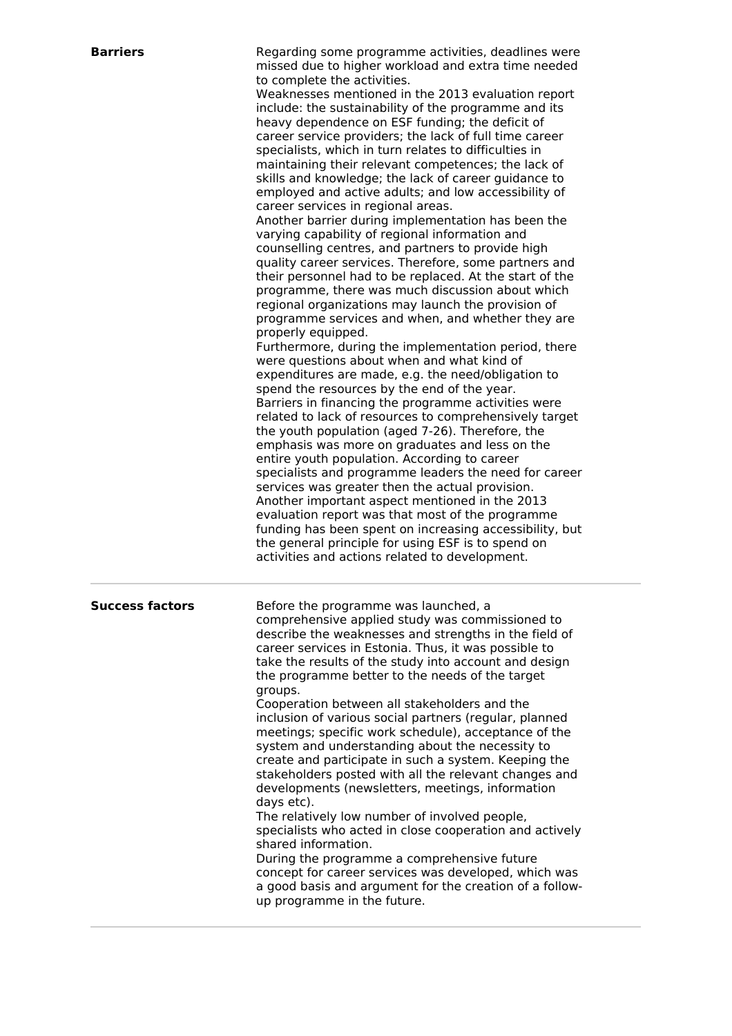| | |
|---|---|
| **Barriers** | Regarding some programme activities, deadlines were missed due to higher workload and extra time needed to complete the activities.<br>Weaknesses mentioned in the 2013 evaluation report include: the sustainability of the programme and its heavy dependence on ESF funding; the deficit of career service providers; the lack of full time career specialists, which in turn relates to difficulties in maintaining their relevant competences; the lack of skills and knowledge; the lack of career guidance to employed and active adults; and low accessibility of career services in regional areas.<br>Another barrier during implementation has been the varying capability of regional information and counselling centres, and partners to provide high quality career services. Therefore, some partners and their personnel had to be replaced. At the start of the programme, there was much discussion about which regional organizations may launch the provision of programme services and when, and whether they are properly equipped.<br>Furthermore, during the implementation period, there were questions about when and what kind of expenditures are made, e.g. the need/obligation to spend the resources by the end of the year.<br>Barriers in financing the programme activities were related to lack of resources to comprehensively target the youth population (aged 7-26). Therefore, the emphasis was more on graduates and less on the entire youth population. According to career specialists and programme leaders the need for career services was greater then the actual provision.<br>Another important aspect mentioned in the 2013 evaluation report was that most of the programme funding has been spent on increasing accessibility, but the general principle for using ESF is to spend on activities and actions related to development. |
| **Success factors** | Before the programme was launched, a comprehensive applied study was commissioned to describe the weaknesses and strengths in the field of career services in Estonia. Thus, it was possible to take the results of the study into account and design the programme better to the needs of the target groups.<br>Cooperation between all stakeholders and the inclusion of various social partners (regular, planned meetings; specific work schedule), acceptance of the system and understanding about the necessity to create and participate in such a system. Keeping the stakeholders posted with all the relevant changes and developments (newsletters, meetings, information days etc).<br>The relatively low number of involved people, specialists who acted in close cooperation and actively shared information.<br>During the programme a comprehensive future concept for career services was developed, which was a good basis and argument for the creation of a follow-up programme in the future. |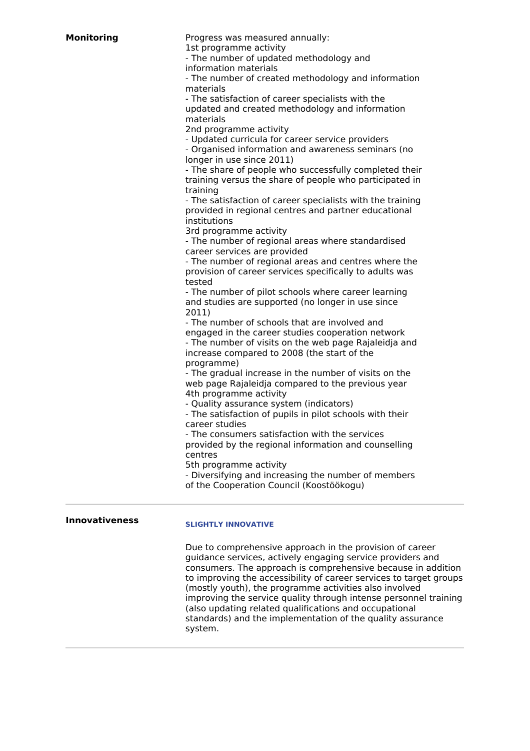**Monitoring**

Progress was measured annually:

1st programme activity

- The number of updated methodology and information materials
- The number of created methodology and information materials
- The satisfaction of career specialists with the updated and created methodology and information materials

2nd programme activity

- Updated curricula for career service providers
- Organised information and awareness seminars (no longer in use since 2011)
- The share of people who successfully completed their training versus the share of people who participated in training
- The satisfaction of career specialists with the training provided in regional centres and partner educational institutions

3rd programme activity

- The number of regional areas where standardised career services are provided
- The number of regional areas and centres where the provision of career services specifically to adults was tested
- The number of pilot schools where career learning and studies are supported (no longer in use since 2011)
- The number of schools that are involved and engaged in the career studies cooperation network
- The number of visits on the web page Rajaleidja and increase compared to 2008 (the start of the programme)
- The gradual increase in the number of visits on the web page Rajaleidja compared to the previous year

4th programme activity

- Quality assurance system (indicators)
- The satisfaction of pupils in pilot schools with their career studies
- The consumers satisfaction with the services provided by the regional information and counselling centres

5th programme activity

- Diversifying and increasing the number of members of the Cooperation Council (Koostöökogu)

---

**Innovativeness**

**SLIGHTLY INNOVATIVE**

Due to comprehensive approach in the provision of career guidance services, actively engaging service providers and consumers. The approach is comprehensive because in addition to improving the accessibility of career services to target groups (mostly youth), the programme activities also involved improving the service quality through intense personnel training (also updating related qualifications and occupational standards) and the implementation of the quality assurance system.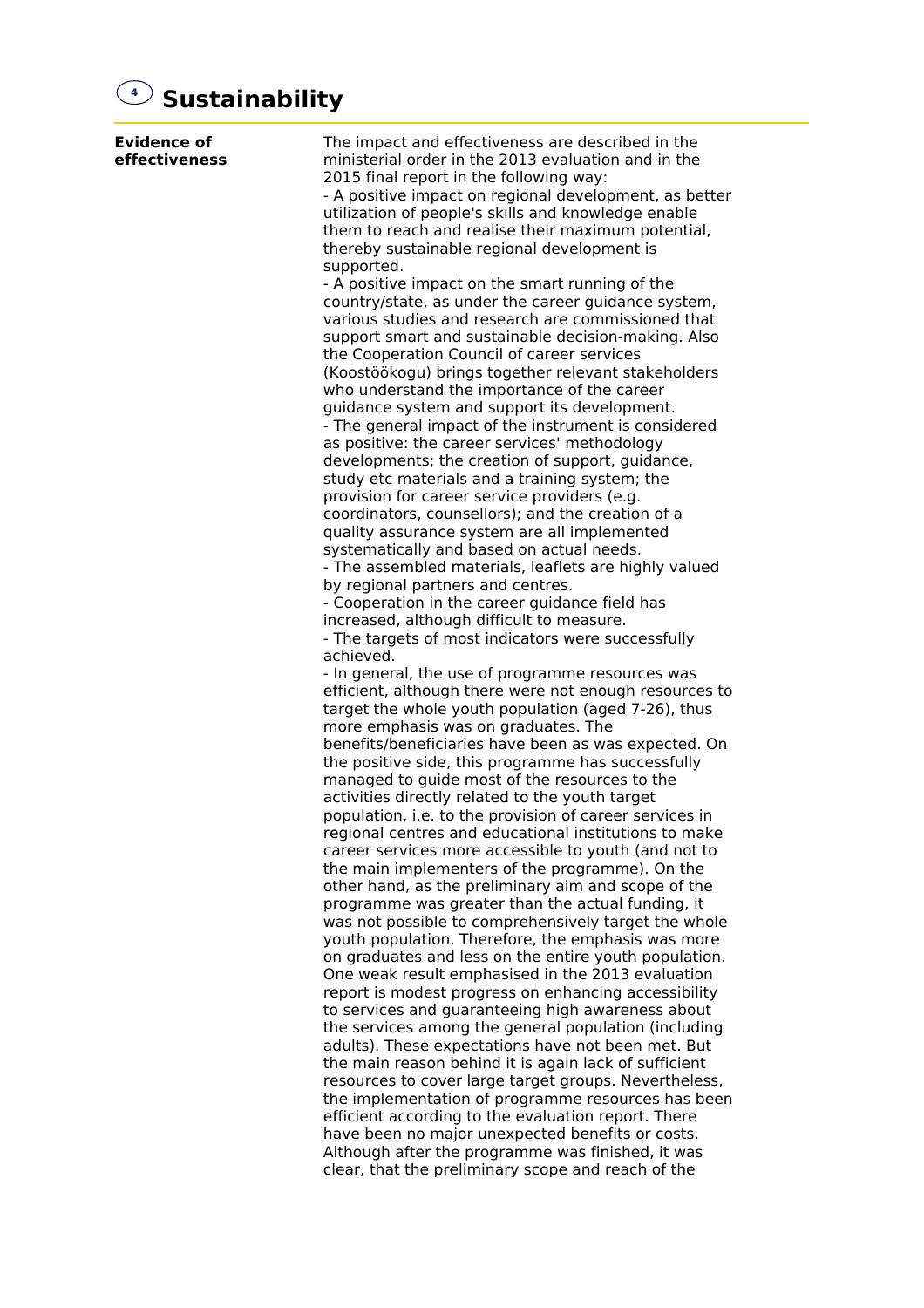## 4 Sustainability

| | |
|---|---|
| **Evidence of effectiveness** | The impact and effectiveness are described in the ministerial order in the 2013 evaluation and in the 2015 final report in the following way:<br>- A positive impact on regional development, as better utilization of people's skills and knowledge enable them to reach and realise their maximum potential, thereby sustainable regional development is supported.<br>- A positive impact on the smart running of the country/state, as under the career guidance system, various studies and research are commissioned that support smart and sustainable decision-making. Also the Cooperation Council of career services (Koostöökogu) brings together relevant stakeholders who understand the importance of the career guidance system and support its development.<br>- The general impact of the instrument is considered as positive: the career services' methodology developments; the creation of support, guidance, study etc materials and a training system; the provision for career service providers (e.g. coordinators, counsellors); and the creation of a quality assurance system are all implemented systematically and based on actual needs.<br>- The assembled materials, leaflets are highly valued by regional partners and centres.<br>- Cooperation in the career guidance field has increased, although difficult to measure.<br>- The targets of most indicators were successfully achieved.<br>- In general, the use of programme resources was efficient, although there were not enough resources to target the whole youth population (aged 7-26), thus more emphasis was on graduates. The benefits/beneficiaries have been as was expected. On the positive side, this programme has successfully managed to guide most of the resources to the activities directly related to the youth target population, i.e. to the provision of career services in regional centres and educational institutions to make career services more accessible to youth (and not to the main implementers of the programme). On the other hand, as the preliminary aim and scope of the programme was greater than the actual funding, it was not possible to comprehensively target the whole youth population. Therefore, the emphasis was more on graduates and less on the entire youth population. One weak result emphasised in the 2013 evaluation report is modest progress on enhancing accessibility to services and guaranteeing high awareness about the services among the general population (including adults). These expectations have not been met. But the main reason behind it is again lack of sufficient resources to cover large target groups. Nevertheless, the implementation of programme resources has been efficient according to the evaluation report. There have been no major unexpected benefits or costs. Although after the programme was finished, it was clear, that the preliminary scope and reach of the |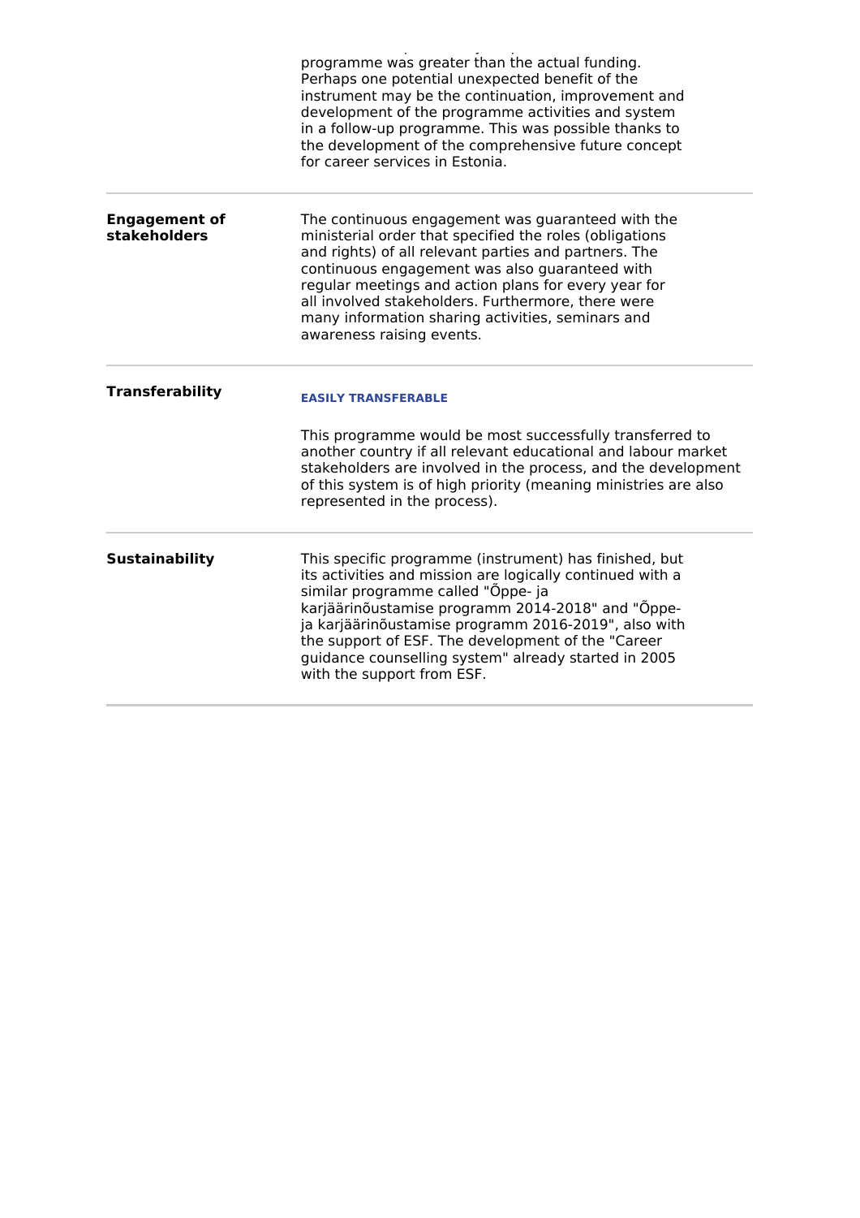| | |
|---|---|
| | programme was greater than the actual funding. Perhaps one potential unexpected benefit of the instrument may be the continuation, improvement and development of the programme activities and system in a follow-up programme. This was possible thanks to the development of the comprehensive future concept for career services in Estonia. |
| **Engagement of stakeholders** | The continuous engagement was guaranteed with the ministerial order that specified the roles (obligations and rights) of all relevant parties and partners. The continuous engagement was also guaranteed with regular meetings and action plans for every year for all involved stakeholders. Furthermore, there were many information sharing activities, seminars and awareness raising events. |
| **Transferability** | **EASILY TRANSFERABLE**<br><br>This programme would be most successfully transferred to another country if all relevant educational and labour market stakeholders are involved in the process, and the development of this system is of high priority (meaning ministries are also represented in the process). |
| **Sustainability** | This specific programme (instrument) has finished, but its activities and mission are logically continued with a similar programme called "Õppe- ja karjäärinõustamise programm 2014-2018" and "Õppe- ja karjäärinõustamise programm 2016-2019", also with the support of ESF. The development of the "Career guidance counselling system" already started in 2005 with the support from ESF. |